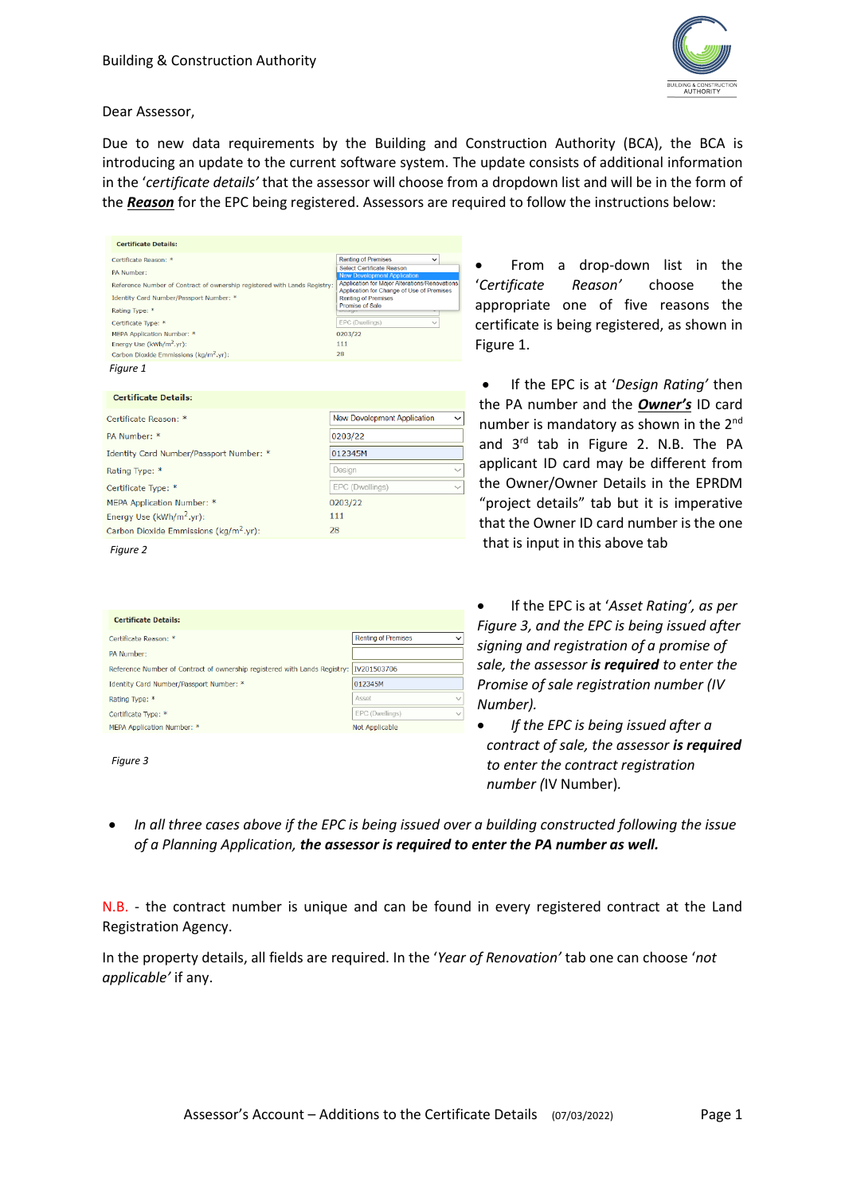Dear Assessor,

Due to new data requirements by the Building and Construction Authority (BCA), the BCA is introducing an update to the current software system. The update consists of additional information in the '*certificate details'* that the assessor will choose from a dropdown list and will be in the form of the ***Reason*** for the EPC being registered. Assessors are required to follow the instructions below:

**Certificate Details:**

| Field | Value |
|---|---|
| Certificate Reason: * | Renting of Premises |
| PA Number: | |
| Reference Number of Contract of ownership registered with Lands Registry: | |
| Identity Card Number/Passport Number: * | |
| Rating Type: * | |
| Certificate Type: * | EPC (Dwellings) |
| MEPA Application Number: * | 0203/22 |
| Energy Use (kWh/m$^2$.yr): | 111 |
| Carbon Dioxide Emmissions (kg/m$^2$.yr): | 28 |

Dropdown options: Select Certificate Reason; New Development Application; Application for Major Alterations/Renovations; Application for Change of Use of Premises; Renting of Premises; Promise of Sale

*Figure 1*

- From a drop-down list in the '*Certificate Reason'* choose the appropriate one of five reasons the certificate is being registered, as shown in Figure 1.

**Certificate Details:**

| Field | Value |
|---|---|
| Certificate Reason: * | New Development Application |
| PA Number: * | 0203/22 |
| Identity Card Number/Passport Number: * | 012345M |
| Rating Type: * | Design |
| Certificate Type: * | EPC (Dwellings) |
| MEPA Application Number: * | 0203/22 |
| Energy Use (kWh/m$^2$.yr): | 111 |
| Carbon Dioxide Emmissions (kg/m$^2$.yr): | 28 |

*Figure 2*

- If the EPC is at '*Design Rating'* then the PA number and the ***Owner's*** ID card number is mandatory as shown in the 2nd and 3rd tab in Figure 2. N.B. The PA applicant ID card may be different from the Owner/Owner Details in the EPRDM "project details" tab but it is imperative that the Owner ID card number is the one that is input in this above tab

**Certificate Details:**

| Field | Value |
|---|---|
| Certificate Reason: * | Renting of Premises |
| PA Number: | |
| Reference Number of Contract of ownership registered with Lands Registry: | IV201503706 |
| Identity Card Number/Passport Number: * | 012345M |
| Rating Type: * | Asset |
| Certificate Type: * | EPC (Dwellings) |
| MEPA Application Number: * | Not Applicable |

*Figure 3*

- If the EPC is at '*Asset Rating', as per Figure 3, and the EPC is being issued after signing and registration of a promise of sale, the assessor **is required** to enter the Promise of sale registration number (IV Number).*
- *If the EPC is being issued after a contract of sale, the assessor **is required** to enter the contract registration number (*IV Number).

- *In all three cases above if the EPC is being issued over a building constructed following the issue of a Planning Application, **the assessor is required to enter the PA number as well.***

N.B. - the contract number is unique and can be found in every registered contract at the Land Registration Agency.

In the property details, all fields are required. In the '*Year of Renovation'* tab one can choose '*not applicable'* if any.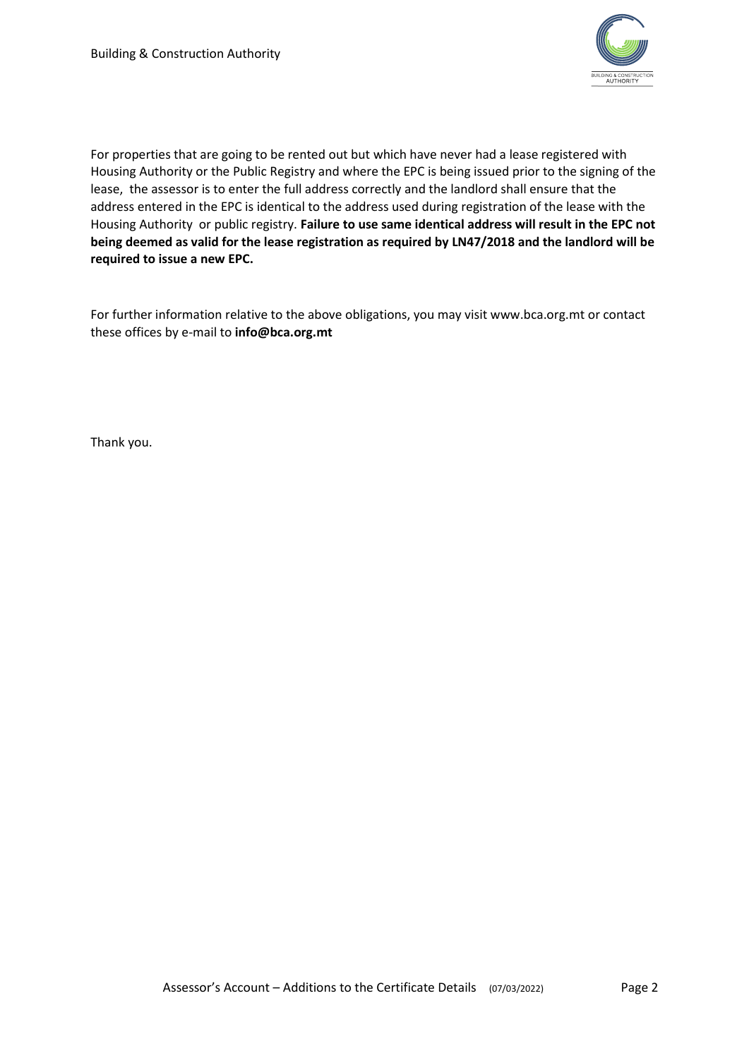For properties that are going to be rented out but which have never had a lease registered with Housing Authority or the Public Registry and where the EPC is being issued prior to the signing of the lease, the assessor is to enter the full address correctly and the landlord shall ensure that the address entered in the EPC is identical to the address used during registration of the lease with the Housing Authority or public registry. **Failure to use same identical address will result in the EPC not being deemed as valid for the lease registration as required by LN47/2018 and the landlord will be required to issue a new EPC.**

For further information relative to the above obligations, you may visit www.bca.org.mt or contact these offices by e-mail to **info@bca.org.mt**

Thank you.